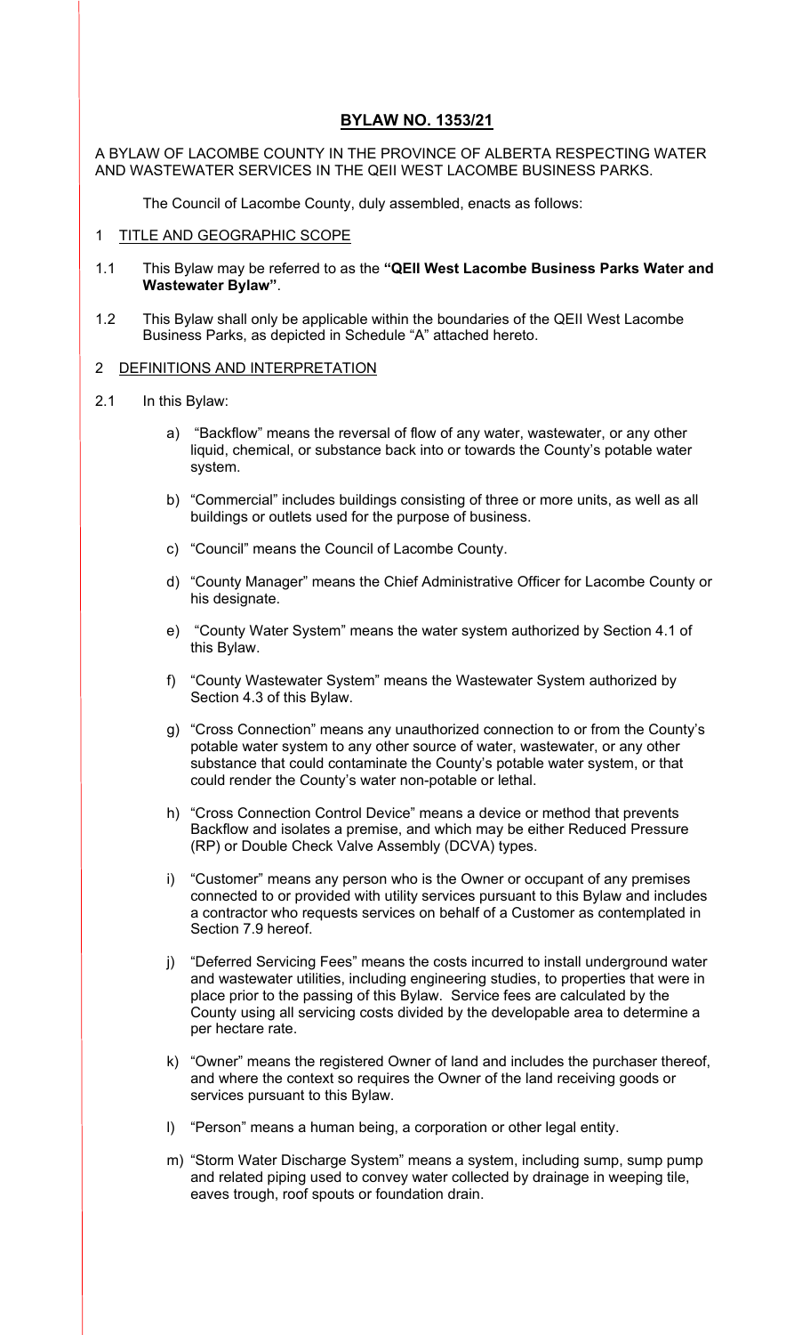# BYLAW NO. 1353/21

A BYLAW OF LACOMBE COUNTY IN THE PROVINCE OF ALBERTA RESPECTING WATER AND WASTEWATER SERVICES IN THE QEII WEST LACOMBE BUSINESS PARKS.

The Council of Lacombe County, duly assembled, enacts as follows:

## 1 TITLE AND GEOGRAPHIC SCOPE

1.1 This Bylaw may be referred to as the **"QEII West Lacombe Business Parks Water and Wastewater Bylaw"**.

1.2 This Bylaw shall only be applicable within the boundaries of the QEII West Lacombe Business Parks, as depicted in Schedule "A" attached hereto.

## 2 DEFINITIONS AND INTERPRETATION

2.1 In this Bylaw:

a) "Backflow" means the reversal of flow of any water, wastewater, or any other liquid, chemical, or substance back into or towards the County's potable water system.

b) "Commercial" includes buildings consisting of three or more units, as well as all buildings or outlets used for the purpose of business.

c) "Council" means the Council of Lacombe County.

d) "County Manager" means the Chief Administrative Officer for Lacombe County or his designate.

e) "County Water System" means the water system authorized by Section 4.1 of this Bylaw.

f) "County Wastewater System" means the Wastewater System authorized by Section 4.3 of this Bylaw.

g) "Cross Connection" means any unauthorized connection to or from the County's potable water system to any other source of water, wastewater, or any other substance that could contaminate the County's potable water system, or that could render the County's water non-potable or lethal.

h) "Cross Connection Control Device" means a device or method that prevents Backflow and isolates a premise, and which may be either Reduced Pressure (RP) or Double Check Valve Assembly (DCVA) types.

i) "Customer" means any person who is the Owner or occupant of any premises connected to or provided with utility services pursuant to this Bylaw and includes a contractor who requests services on behalf of a Customer as contemplated in Section 7.9 hereof.

j) "Deferred Servicing Fees" means the costs incurred to install underground water and wastewater utilities, including engineering studies, to properties that were in place prior to the passing of this Bylaw. Service fees are calculated by the County using all servicing costs divided by the developable area to determine a per hectare rate.

k) "Owner" means the registered Owner of land and includes the purchaser thereof, and where the context so requires the Owner of the land receiving goods or services pursuant to this Bylaw.

l) "Person" means a human being, a corporation or other legal entity.

m) "Storm Water Discharge System" means a system, including sump, sump pump and related piping used to convey water collected by drainage in weeping tile, eaves trough, roof spouts or foundation drain.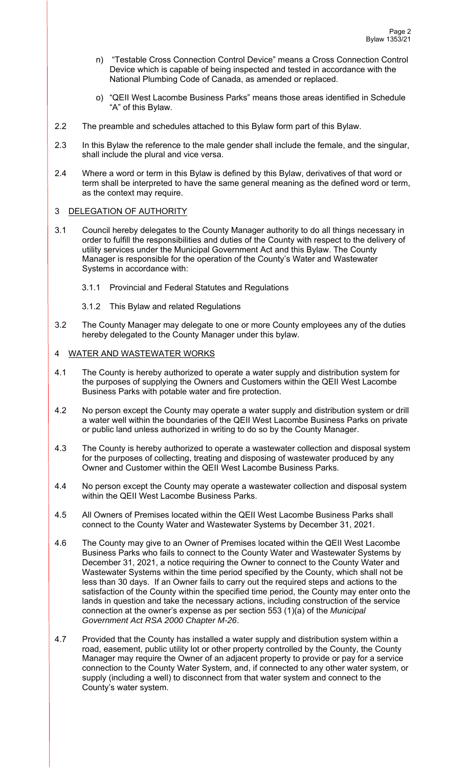n) "Testable Cross Connection Control Device" means a Cross Connection Control Device which is capable of being inspected and tested in accordance with the National Plumbing Code of Canada, as amended or replaced.

o) "QEII West Lacombe Business Parks" means those areas identified in Schedule "A" of this Bylaw.

2.2 The preamble and schedules attached to this Bylaw form part of this Bylaw.

2.3 In this Bylaw the reference to the male gender shall include the female, and the singular, shall include the plural and vice versa.

2.4 Where a word or term in this Bylaw is defined by this Bylaw, derivatives of that word or term shall be interpreted to have the same general meaning as the defined word or term, as the context may require.

## 3 DELEGATION OF AUTHORITY

3.1 Council hereby delegates to the County Manager authority to do all things necessary in order to fulfill the responsibilities and duties of the County with respect to the delivery of utility services under the Municipal Government Act and this Bylaw. The County Manager is responsible for the operation of the County's Water and Wastewater Systems in accordance with:

3.1.1 Provincial and Federal Statutes and Regulations

3.1.2 This Bylaw and related Regulations

3.2 The County Manager may delegate to one or more County employees any of the duties hereby delegated to the County Manager under this bylaw.

## 4 WATER AND WASTEWATER WORKS

4.1 The County is hereby authorized to operate a water supply and distribution system for the purposes of supplying the Owners and Customers within the QEII West Lacombe Business Parks with potable water and fire protection.

4.2 No person except the County may operate a water supply and distribution system or drill a water well within the boundaries of the QEII West Lacombe Business Parks on private or public land unless authorized in writing to do so by the County Manager.

4.3 The County is hereby authorized to operate a wastewater collection and disposal system for the purposes of collecting, treating and disposing of wastewater produced by any Owner and Customer within the QEII West Lacombe Business Parks.

4.4 No person except the County may operate a wastewater collection and disposal system within the QEII West Lacombe Business Parks.

4.5 All Owners of Premises located within the QEII West Lacombe Business Parks shall connect to the County Water and Wastewater Systems by December 31, 2021.

4.6 The County may give to an Owner of Premises located within the QEII West Lacombe Business Parks who fails to connect to the County Water and Wastewater Systems by December 31, 2021, a notice requiring the Owner to connect to the County Water and Wastewater Systems within the time period specified by the County, which shall not be less than 30 days. If an Owner fails to carry out the required steps and actions to the satisfaction of the County within the specified time period, the County may enter onto the lands in question and take the necessary actions, including construction of the service connection at the owner's expense as per section 553 (1)(a) of the *Municipal Government Act RSA 2000 Chapter M-26*.

4.7 Provided that the County has installed a water supply and distribution system within a road, easement, public utility lot or other property controlled by the County, the County Manager may require the Owner of an adjacent property to provide or pay for a service connection to the County Water System, and, if connected to any other water system, or supply (including a well) to disconnect from that water system and connect to the County's water system.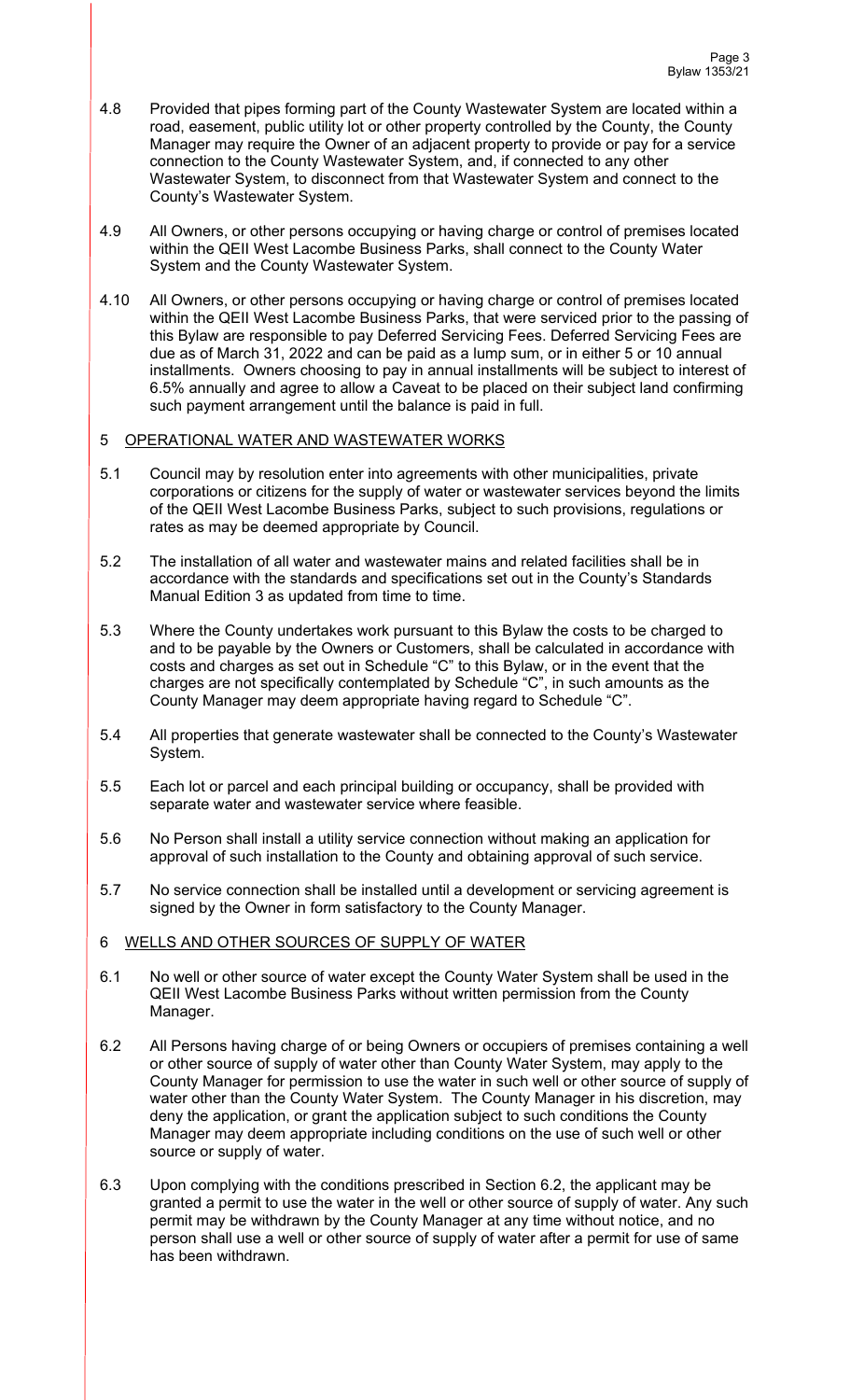4.8 Provided that pipes forming part of the County Wastewater System are located within a road, easement, public utility lot or other property controlled by the County, the County Manager may require the Owner of an adjacent property to provide or pay for a service connection to the County Wastewater System, and, if connected to any other Wastewater System, to disconnect from that Wastewater System and connect to the County's Wastewater System.

4.9 All Owners, or other persons occupying or having charge or control of premises located within the QEII West Lacombe Business Parks, shall connect to the County Water System and the County Wastewater System.

4.10 All Owners, or other persons occupying or having charge or control of premises located within the QEII West Lacombe Business Parks, that were serviced prior to the passing of this Bylaw are responsible to pay Deferred Servicing Fees. Deferred Servicing Fees are due as of March 31, 2022 and can be paid as a lump sum, or in either 5 or 10 annual installments. Owners choosing to pay in annual installments will be subject to interest of 6.5% annually and agree to allow a Caveat to be placed on their subject land confirming such payment arrangement until the balance is paid in full.

## 5 OPERATIONAL WATER AND WASTEWATER WORKS

5.1 Council may by resolution enter into agreements with other municipalities, private corporations or citizens for the supply of water or wastewater services beyond the limits of the QEII West Lacombe Business Parks, subject to such provisions, regulations or rates as may be deemed appropriate by Council.

5.2 The installation of all water and wastewater mains and related facilities shall be in accordance with the standards and specifications set out in the County's Standards Manual Edition 3 as updated from time to time.

5.3 Where the County undertakes work pursuant to this Bylaw the costs to be charged to and to be payable by the Owners or Customers, shall be calculated in accordance with costs and charges as set out in Schedule "C" to this Bylaw, or in the event that the charges are not specifically contemplated by Schedule "C", in such amounts as the County Manager may deem appropriate having regard to Schedule "C".

5.4 All properties that generate wastewater shall be connected to the County's Wastewater System.

5.5 Each lot or parcel and each principal building or occupancy, shall be provided with separate water and wastewater service where feasible.

5.6 No Person shall install a utility service connection without making an application for approval of such installation to the County and obtaining approval of such service.

5.7 No service connection shall be installed until a development or servicing agreement is signed by the Owner in form satisfactory to the County Manager.

## 6 WELLS AND OTHER SOURCES OF SUPPLY OF WATER

6.1 No well or other source of water except the County Water System shall be used in the QEII West Lacombe Business Parks without written permission from the County Manager.

6.2 All Persons having charge of or being Owners or occupiers of premises containing a well or other source of supply of water other than County Water System, may apply to the County Manager for permission to use the water in such well or other source of supply of water other than the County Water System. The County Manager in his discretion, may deny the application, or grant the application subject to such conditions the County Manager may deem appropriate including conditions on the use of such well or other source or supply of water.

6.3 Upon complying with the conditions prescribed in Section 6.2, the applicant may be granted a permit to use the water in the well or other source of supply of water. Any such permit may be withdrawn by the County Manager at any time without notice, and no person shall use a well or other source of supply of water after a permit for use of same has been withdrawn.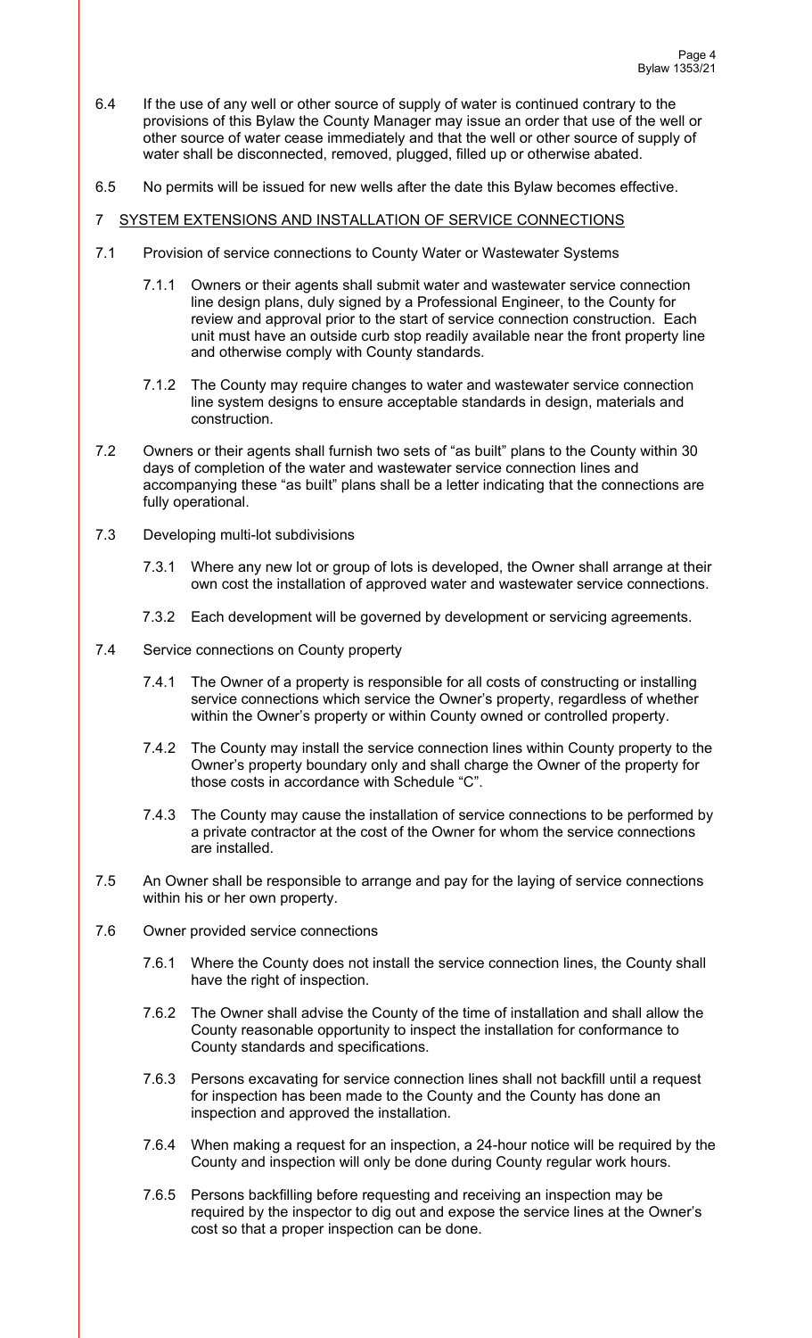6.4 If the use of any well or other source of supply of water is continued contrary to the provisions of this Bylaw the County Manager may issue an order that use of the well or other source of water cease immediately and that the well or other source of supply of water shall be disconnected, removed, plugged, filled up or otherwise abated.

6.5 No permits will be issued for new wells after the date this Bylaw becomes effective.

## 7 SYSTEM EXTENSIONS AND INSTALLATION OF SERVICE CONNECTIONS

7.1 Provision of service connections to County Water or Wastewater Systems

7.1.1 Owners or their agents shall submit water and wastewater service connection line design plans, duly signed by a Professional Engineer, to the County for review and approval prior to the start of service connection construction. Each unit must have an outside curb stop readily available near the front property line and otherwise comply with County standards.

7.1.2 The County may require changes to water and wastewater service connection line system designs to ensure acceptable standards in design, materials and construction.

7.2 Owners or their agents shall furnish two sets of "as built" plans to the County within 30 days of completion of the water and wastewater service connection lines and accompanying these "as built" plans shall be a letter indicating that the connections are fully operational.

7.3 Developing multi-lot subdivisions

7.3.1 Where any new lot or group of lots is developed, the Owner shall arrange at their own cost the installation of approved water and wastewater service connections.

7.3.2 Each development will be governed by development or servicing agreements.

7.4 Service connections on County property

7.4.1 The Owner of a property is responsible for all costs of constructing or installing service connections which service the Owner's property, regardless of whether within the Owner's property or within County owned or controlled property.

7.4.2 The County may install the service connection lines within County property to the Owner's property boundary only and shall charge the Owner of the property for those costs in accordance with Schedule "C".

7.4.3 The County may cause the installation of service connections to be performed by a private contractor at the cost of the Owner for whom the service connections are installed.

7.5 An Owner shall be responsible to arrange and pay for the laying of service connections within his or her own property.

7.6 Owner provided service connections

7.6.1 Where the County does not install the service connection lines, the County shall have the right of inspection.

7.6.2 The Owner shall advise the County of the time of installation and shall allow the County reasonable opportunity to inspect the installation for conformance to County standards and specifications.

7.6.3 Persons excavating for service connection lines shall not backfill until a request for inspection has been made to the County and the County has done an inspection and approved the installation.

7.6.4 When making a request for an inspection, a 24-hour notice will be required by the County and inspection will only be done during County regular work hours.

7.6.5 Persons backfilling before requesting and receiving an inspection may be required by the inspector to dig out and expose the service lines at the Owner's cost so that a proper inspection can be done.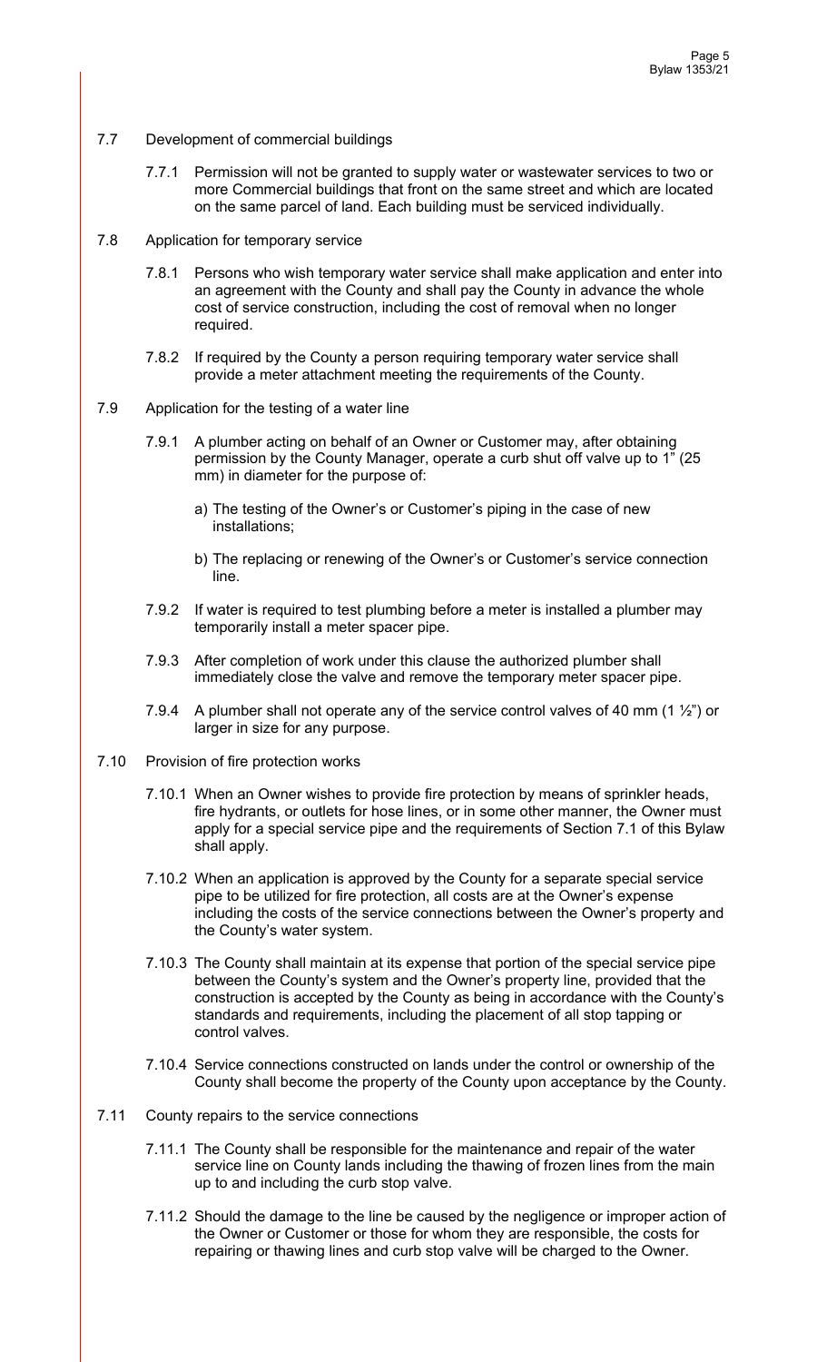7.7 Development of commercial buildings

7.7.1 Permission will not be granted to supply water or wastewater services to two or more Commercial buildings that front on the same street and which are located on the same parcel of land. Each building must be serviced individually.

7.8 Application for temporary service

7.8.1 Persons who wish temporary water service shall make application and enter into an agreement with the County and shall pay the County in advance the whole cost of service construction, including the cost of removal when no longer required.

7.8.2 If required by the County a person requiring temporary water service shall provide a meter attachment meeting the requirements of the County.

7.9 Application for the testing of a water line

7.9.1 A plumber acting on behalf of an Owner or Customer may, after obtaining permission by the County Manager, operate a curb shut off valve up to 1" (25 mm) in diameter for the purpose of:

a) The testing of the Owner's or Customer's piping in the case of new installations;

b) The replacing or renewing of the Owner's or Customer's service connection line.

7.9.2 If water is required to test plumbing before a meter is installed a plumber may temporarily install a meter spacer pipe.

7.9.3 After completion of work under this clause the authorized plumber shall immediately close the valve and remove the temporary meter spacer pipe.

7.9.4 A plumber shall not operate any of the service control valves of 40 mm (1 ½") or larger in size for any purpose.

7.10 Provision of fire protection works

7.10.1 When an Owner wishes to provide fire protection by means of sprinkler heads, fire hydrants, or outlets for hose lines, or in some other manner, the Owner must apply for a special service pipe and the requirements of Section 7.1 of this Bylaw shall apply.

7.10.2 When an application is approved by the County for a separate special service pipe to be utilized for fire protection, all costs are at the Owner's expense including the costs of the service connections between the Owner's property and the County's water system.

7.10.3 The County shall maintain at its expense that portion of the special service pipe between the County's system and the Owner's property line, provided that the construction is accepted by the County as being in accordance with the County's standards and requirements, including the placement of all stop tapping or control valves.

7.10.4 Service connections constructed on lands under the control or ownership of the County shall become the property of the County upon acceptance by the County.

7.11 County repairs to the service connections

7.11.1 The County shall be responsible for the maintenance and repair of the water service line on County lands including the thawing of frozen lines from the main up to and including the curb stop valve.

7.11.2 Should the damage to the line be caused by the negligence or improper action of the Owner or Customer or those for whom they are responsible, the costs for repairing or thawing lines and curb stop valve will be charged to the Owner.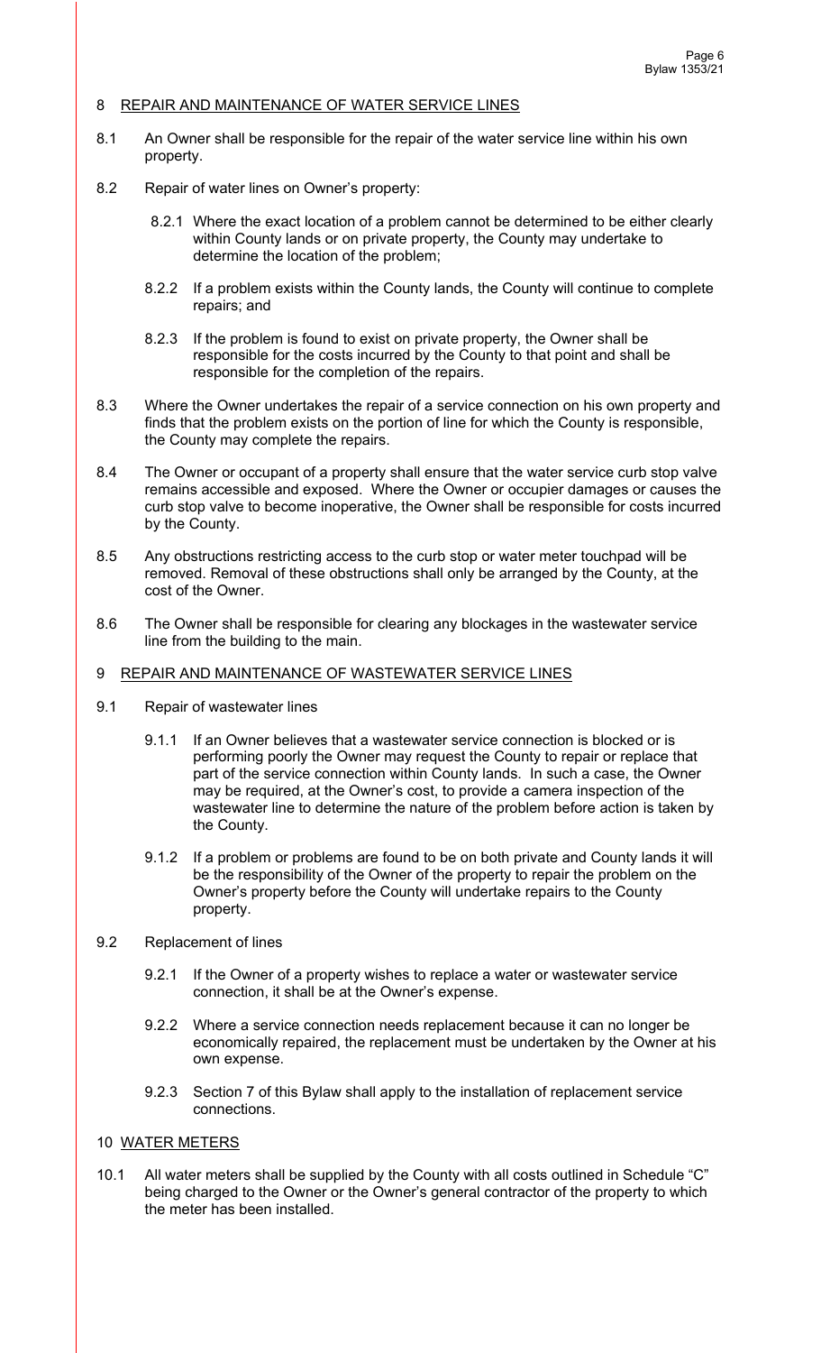## 8 REPAIR AND MAINTENANCE OF WATER SERVICE LINES

8.1 An Owner shall be responsible for the repair of the water service line within his own property.

8.2 Repair of water lines on Owner's property:

8.2.1 Where the exact location of a problem cannot be determined to be either clearly within County lands or on private property, the County may undertake to determine the location of the problem;

8.2.2 If a problem exists within the County lands, the County will continue to complete repairs; and

8.2.3 If the problem is found to exist on private property, the Owner shall be responsible for the costs incurred by the County to that point and shall be responsible for the completion of the repairs.

8.3 Where the Owner undertakes the repair of a service connection on his own property and finds that the problem exists on the portion of line for which the County is responsible, the County may complete the repairs.

8.4 The Owner or occupant of a property shall ensure that the water service curb stop valve remains accessible and exposed. Where the Owner or occupier damages or causes the curb stop valve to become inoperative, the Owner shall be responsible for costs incurred by the County.

8.5 Any obstructions restricting access to the curb stop or water meter touchpad will be removed. Removal of these obstructions shall only be arranged by the County, at the cost of the Owner.

8.6 The Owner shall be responsible for clearing any blockages in the wastewater service line from the building to the main.

## 9 REPAIR AND MAINTENANCE OF WASTEWATER SERVICE LINES

9.1 Repair of wastewater lines

9.1.1 If an Owner believes that a wastewater service connection is blocked or is performing poorly the Owner may request the County to repair or replace that part of the service connection within County lands. In such a case, the Owner may be required, at the Owner's cost, to provide a camera inspection of the wastewater line to determine the nature of the problem before action is taken by the County.

9.1.2 If a problem or problems are found to be on both private and County lands it will be the responsibility of the Owner of the property to repair the problem on the Owner's property before the County will undertake repairs to the County property.

9.2 Replacement of lines

9.2.1 If the Owner of a property wishes to replace a water or wastewater service connection, it shall be at the Owner's expense.

9.2.2 Where a service connection needs replacement because it can no longer be economically repaired, the replacement must be undertaken by the Owner at his own expense.

9.2.3 Section 7 of this Bylaw shall apply to the installation of replacement service connections.

## 10 WATER METERS

10.1 All water meters shall be supplied by the County with all costs outlined in Schedule "C" being charged to the Owner or the Owner's general contractor of the property to which the meter has been installed.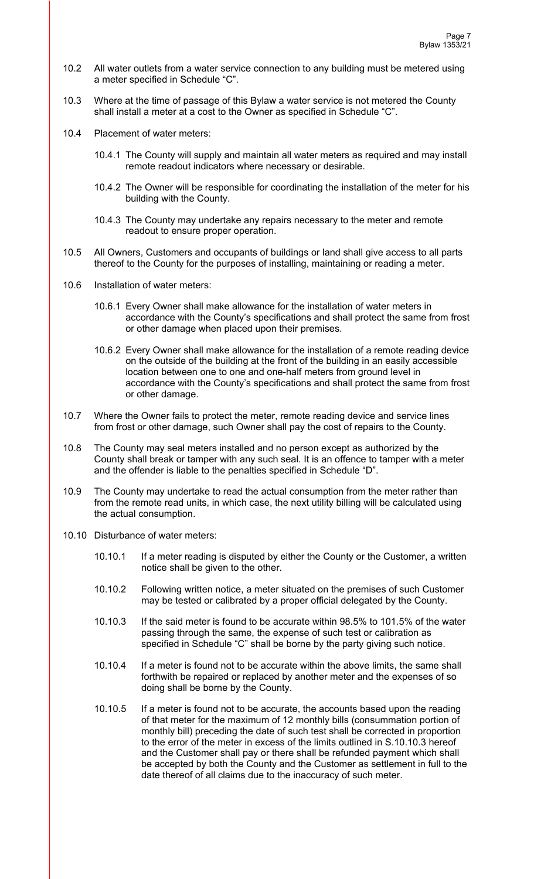10.2 All water outlets from a water service connection to any building must be metered using a meter specified in Schedule "C".

10.3 Where at the time of passage of this Bylaw a water service is not metered the County shall install a meter at a cost to the Owner as specified in Schedule "C".

10.4 Placement of water meters:

10.4.1 The County will supply and maintain all water meters as required and may install remote readout indicators where necessary or desirable.

10.4.2 The Owner will be responsible for coordinating the installation of the meter for his building with the County.

10.4.3 The County may undertake any repairs necessary to the meter and remote readout to ensure proper operation.

10.5 All Owners, Customers and occupants of buildings or land shall give access to all parts thereof to the County for the purposes of installing, maintaining or reading a meter.

10.6 Installation of water meters:

10.6.1 Every Owner shall make allowance for the installation of water meters in accordance with the County's specifications and shall protect the same from frost or other damage when placed upon their premises.

10.6.2 Every Owner shall make allowance for the installation of a remote reading device on the outside of the building at the front of the building in an easily accessible location between one to one and one-half meters from ground level in accordance with the County's specifications and shall protect the same from frost or other damage.

10.7 Where the Owner fails to protect the meter, remote reading device and service lines from frost or other damage, such Owner shall pay the cost of repairs to the County.

10.8 The County may seal meters installed and no person except as authorized by the County shall break or tamper with any such seal. It is an offence to tamper with a meter and the offender is liable to the penalties specified in Schedule "D".

10.9 The County may undertake to read the actual consumption from the meter rather than from the remote read units, in which case, the next utility billing will be calculated using the actual consumption.

10.10 Disturbance of water meters:

10.10.1 If a meter reading is disputed by either the County or the Customer, a written notice shall be given to the other.

10.10.2 Following written notice, a meter situated on the premises of such Customer may be tested or calibrated by a proper official delegated by the County.

10.10.3 If the said meter is found to be accurate within 98.5% to 101.5% of the water passing through the same, the expense of such test or calibration as specified in Schedule "C" shall be borne by the party giving such notice.

10.10.4 If a meter is found not to be accurate within the above limits, the same shall forthwith be repaired or replaced by another meter and the expenses of so doing shall be borne by the County.

10.10.5 If a meter is found not to be accurate, the accounts based upon the reading of that meter for the maximum of 12 monthly bills (consummation portion of monthly bill) preceding the date of such test shall be corrected in proportion to the error of the meter in excess of the limits outlined in S.10.10.3 hereof and the Customer shall pay or there shall be refunded payment which shall be accepted by both the County and the Customer as settlement in full to the date thereof of all claims due to the inaccuracy of such meter.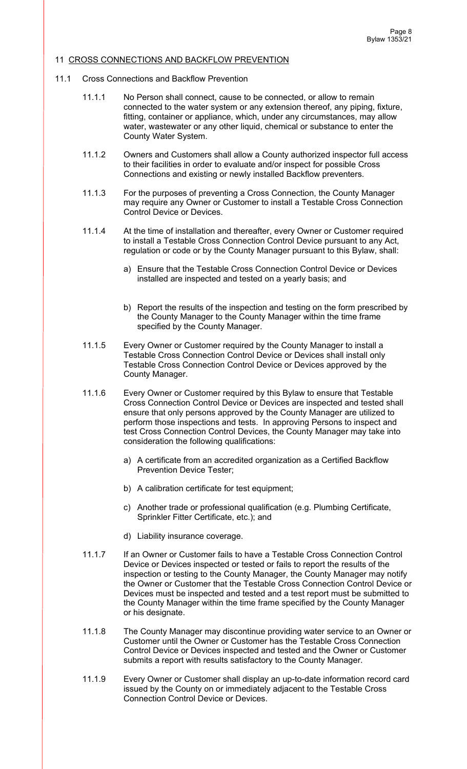## 11 CROSS CONNECTIONS AND BACKFLOW PREVENTION

### 11.1 Cross Connections and Backflow Prevention

11.1.1 No Person shall connect, cause to be connected, or allow to remain connected to the water system or any extension thereof, any piping, fixture, fitting, container or appliance, which, under any circumstances, may allow water, wastewater or any other liquid, chemical or substance to enter the County Water System.

11.1.2 Owners and Customers shall allow a County authorized inspector full access to their facilities in order to evaluate and/or inspect for possible Cross Connections and existing or newly installed Backflow preventers.

11.1.3 For the purposes of preventing a Cross Connection, the County Manager may require any Owner or Customer to install a Testable Cross Connection Control Device or Devices.

11.1.4 At the time of installation and thereafter, every Owner or Customer required to install a Testable Cross Connection Control Device pursuant to any Act, regulation or code or by the County Manager pursuant to this Bylaw, shall:

a) Ensure that the Testable Cross Connection Control Device or Devices installed are inspected and tested on a yearly basis; and

b) Report the results of the inspection and testing on the form prescribed by the County Manager to the County Manager within the time frame specified by the County Manager.

11.1.5 Every Owner or Customer required by the County Manager to install a Testable Cross Connection Control Device or Devices shall install only Testable Cross Connection Control Device or Devices approved by the County Manager.

11.1.6 Every Owner or Customer required by this Bylaw to ensure that Testable Cross Connection Control Device or Devices are inspected and tested shall ensure that only persons approved by the County Manager are utilized to perform those inspections and tests. In approving Persons to inspect and test Cross Connection Control Devices, the County Manager may take into consideration the following qualifications:

a) A certificate from an accredited organization as a Certified Backflow Prevention Device Tester;

b) A calibration certificate for test equipment;

c) Another trade or professional qualification (e.g. Plumbing Certificate, Sprinkler Fitter Certificate, etc.); and

d) Liability insurance coverage.

11.1.7 If an Owner or Customer fails to have a Testable Cross Connection Control Device or Devices inspected or tested or fails to report the results of the inspection or testing to the County Manager, the County Manager may notify the Owner or Customer that the Testable Cross Connection Control Device or Devices must be inspected and tested and a test report must be submitted to the County Manager within the time frame specified by the County Manager or his designate.

11.1.8 The County Manager may discontinue providing water service to an Owner or Customer until the Owner or Customer has the Testable Cross Connection Control Device or Devices inspected and tested and the Owner or Customer submits a report with results satisfactory to the County Manager.

11.1.9 Every Owner or Customer shall display an up-to-date information record card issued by the County on or immediately adjacent to the Testable Cross Connection Control Device or Devices.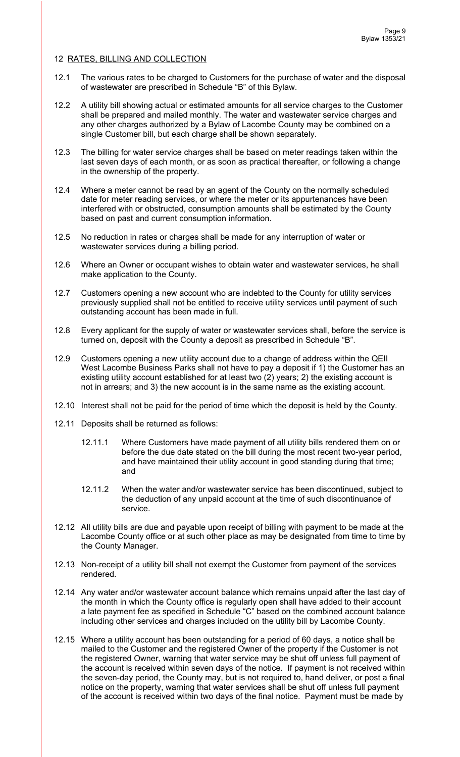## 12 RATES, BILLING AND COLLECTION

12.1 The various rates to be charged to Customers for the purchase of water and the disposal of wastewater are prescribed in Schedule "B" of this Bylaw.

12.2 A utility bill showing actual or estimated amounts for all service charges to the Customer shall be prepared and mailed monthly. The water and wastewater service charges and any other charges authorized by a Bylaw of Lacombe County may be combined on a single Customer bill, but each charge shall be shown separately.

12.3 The billing for water service charges shall be based on meter readings taken within the last seven days of each month, or as soon as practical thereafter, or following a change in the ownership of the property.

12.4 Where a meter cannot be read by an agent of the County on the normally scheduled date for meter reading services, or where the meter or its appurtenances have been interfered with or obstructed, consumption amounts shall be estimated by the County based on past and current consumption information.

12.5 No reduction in rates or charges shall be made for any interruption of water or wastewater services during a billing period.

12.6 Where an Owner or occupant wishes to obtain water and wastewater services, he shall make application to the County.

12.7 Customers opening a new account who are indebted to the County for utility services previously supplied shall not be entitled to receive utility services until payment of such outstanding account has been made in full.

12.8 Every applicant for the supply of water or wastewater services shall, before the service is turned on, deposit with the County a deposit as prescribed in Schedule "B".

12.9 Customers opening a new utility account due to a change of address within the QEII West Lacombe Business Parks shall not have to pay a deposit if 1) the Customer has an existing utility account established for at least two (2) years; 2) the existing account is not in arrears; and 3) the new account is in the same name as the existing account.

12.10 Interest shall not be paid for the period of time which the deposit is held by the County.

12.11 Deposits shall be returned as follows:

12.11.1 Where Customers have made payment of all utility bills rendered them on or before the due date stated on the bill during the most recent two-year period, and have maintained their utility account in good standing during that time; and

12.11.2 When the water and/or wastewater service has been discontinued, subject to the deduction of any unpaid account at the time of such discontinuance of service.

12.12 All utility bills are due and payable upon receipt of billing with payment to be made at the Lacombe County office or at such other place as may be designated from time to time by the County Manager.

12.13 Non-receipt of a utility bill shall not exempt the Customer from payment of the services rendered.

12.14 Any water and/or wastewater account balance which remains unpaid after the last day of the month in which the County office is regularly open shall have added to their account a late payment fee as specified in Schedule "C" based on the combined account balance including other services and charges included on the utility bill by Lacombe County.

12.15 Where a utility account has been outstanding for a period of 60 days, a notice shall be mailed to the Customer and the registered Owner of the property if the Customer is not the registered Owner, warning that water service may be shut off unless full payment of the account is received within seven days of the notice. If payment is not received within the seven-day period, the County may, but is not required to, hand deliver, or post a final notice on the property, warning that water services shall be shut off unless full payment of the account is received within two days of the final notice. Payment must be made by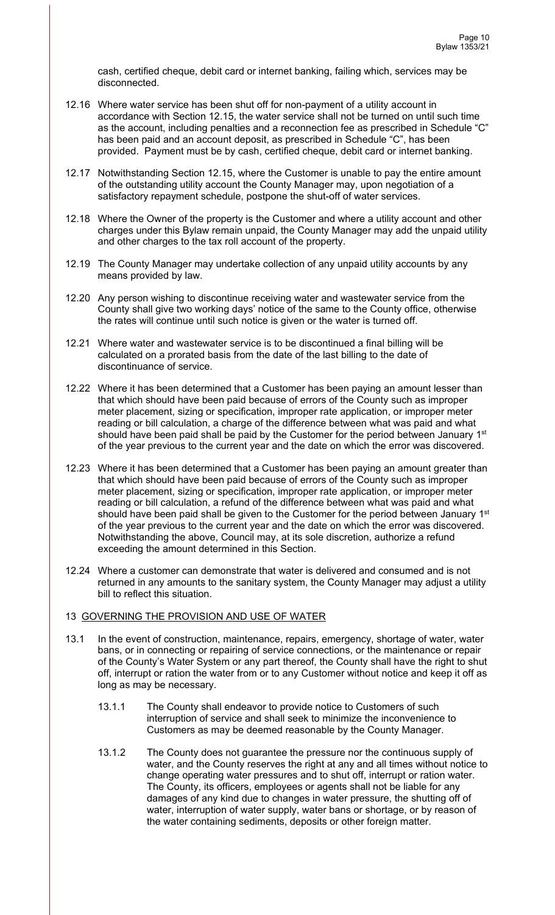cash, certified cheque, debit card or internet banking, failing which, services may be disconnected.

12.16 Where water service has been shut off for non-payment of a utility account in accordance with Section 12.15, the water service shall not be turned on until such time as the account, including penalties and a reconnection fee as prescribed in Schedule "C" has been paid and an account deposit, as prescribed in Schedule "C", has been provided. Payment must be by cash, certified cheque, debit card or internet banking.

12.17 Notwithstanding Section 12.15, where the Customer is unable to pay the entire amount of the outstanding utility account the County Manager may, upon negotiation of a satisfactory repayment schedule, postpone the shut-off of water services.

12.18 Where the Owner of the property is the Customer and where a utility account and other charges under this Bylaw remain unpaid, the County Manager may add the unpaid utility and other charges to the tax roll account of the property.

12.19 The County Manager may undertake collection of any unpaid utility accounts by any means provided by law.

12.20 Any person wishing to discontinue receiving water and wastewater service from the County shall give two working days' notice of the same to the County office, otherwise the rates will continue until such notice is given or the water is turned off.

12.21 Where water and wastewater service is to be discontinued a final billing will be calculated on a prorated basis from the date of the last billing to the date of discontinuance of service.

12.22 Where it has been determined that a Customer has been paying an amount lesser than that which should have been paid because of errors of the County such as improper meter placement, sizing or specification, improper rate application, or improper meter reading or bill calculation, a charge of the difference between what was paid and what should have been paid shall be paid by the Customer for the period between January 1st of the year previous to the current year and the date on which the error was discovered.

12.23 Where it has been determined that a Customer has been paying an amount greater than that which should have been paid because of errors of the County such as improper meter placement, sizing or specification, improper rate application, or improper meter reading or bill calculation, a refund of the difference between what was paid and what should have been paid shall be given to the Customer for the period between January 1st of the year previous to the current year and the date on which the error was discovered. Notwithstanding the above, Council may, at its sole discretion, authorize a refund exceeding the amount determined in this Section.

12.24 Where a customer can demonstrate that water is delivered and consumed and is not returned in any amounts to the sanitary system, the County Manager may adjust a utility bill to reflect this situation.

## 13 GOVERNING THE PROVISION AND USE OF WATER

13.1 In the event of construction, maintenance, repairs, emergency, shortage of water, water bans, or in connecting or repairing of service connections, or the maintenance or repair of the County's Water System or any part thereof, the County shall have the right to shut off, interrupt or ration the water from or to any Customer without notice and keep it off as long as may be necessary.

13.1.1 The County shall endeavor to provide notice to Customers of such interruption of service and shall seek to minimize the inconvenience to Customers as may be deemed reasonable by the County Manager.

13.1.2 The County does not guarantee the pressure nor the continuous supply of water, and the County reserves the right at any and all times without notice to change operating water pressures and to shut off, interrupt or ration water. The County, its officers, employees or agents shall not be liable for any damages of any kind due to changes in water pressure, the shutting off of water, interruption of water supply, water bans or shortage, or by reason of the water containing sediments, deposits or other foreign matter.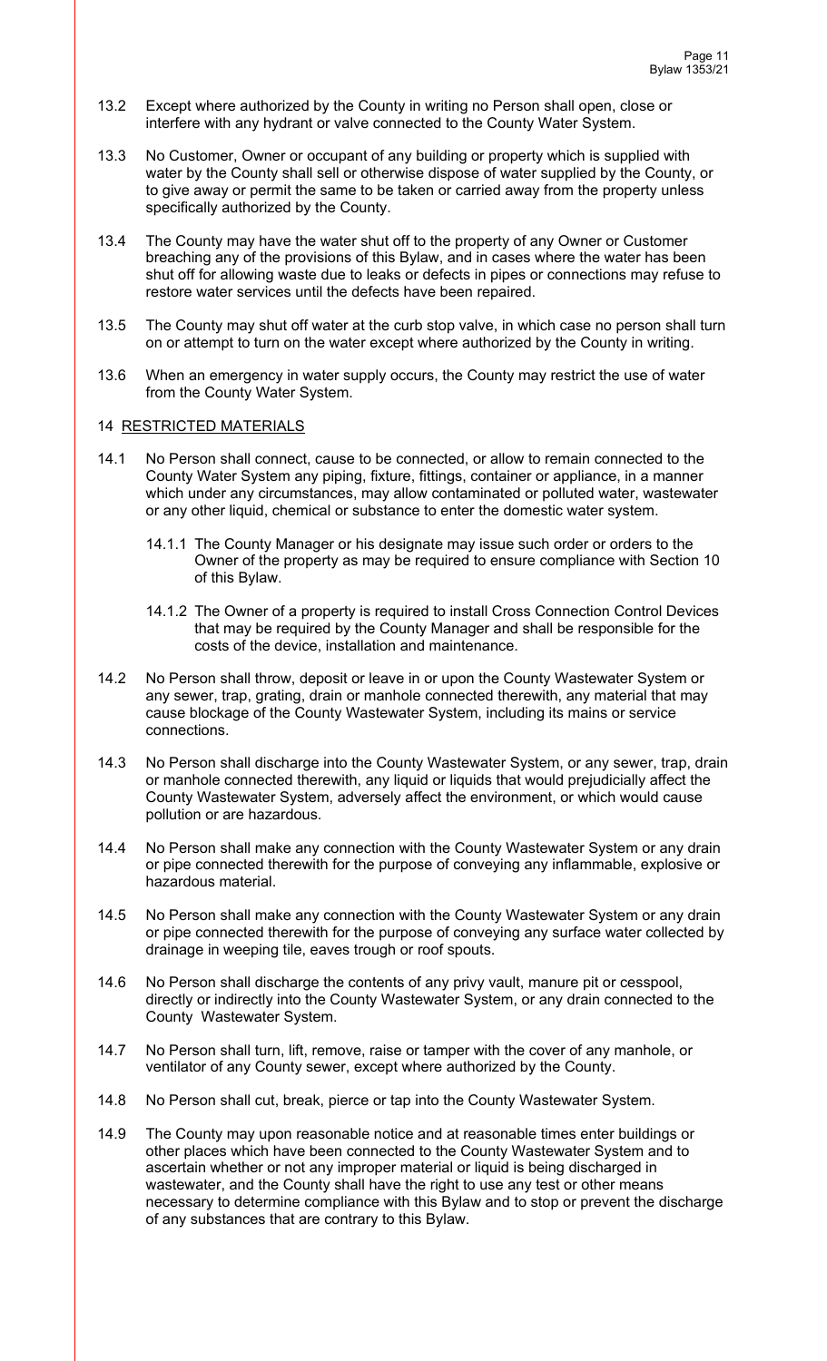13.2 Except where authorized by the County in writing no Person shall open, close or interfere with any hydrant or valve connected to the County Water System.

13.3 No Customer, Owner or occupant of any building or property which is supplied with water by the County shall sell or otherwise dispose of water supplied by the County, or to give away or permit the same to be taken or carried away from the property unless specifically authorized by the County.

13.4 The County may have the water shut off to the property of any Owner or Customer breaching any of the provisions of this Bylaw, and in cases where the water has been shut off for allowing waste due to leaks or defects in pipes or connections may refuse to restore water services until the defects have been repaired.

13.5 The County may shut off water at the curb stop valve, in which case no person shall turn on or attempt to turn on the water except where authorized by the County in writing.

13.6 When an emergency in water supply occurs, the County may restrict the use of water from the County Water System.

## 14 RESTRICTED MATERIALS

14.1 No Person shall connect, cause to be connected, or allow to remain connected to the County Water System any piping, fixture, fittings, container or appliance, in a manner which under any circumstances, may allow contaminated or polluted water, wastewater or any other liquid, chemical or substance to enter the domestic water system.

> 14.1.1 The County Manager or his designate may issue such order or orders to the Owner of the property as may be required to ensure compliance with Section 10 of this Bylaw.
>
> 14.1.2 The Owner of a property is required to install Cross Connection Control Devices that may be required by the County Manager and shall be responsible for the costs of the device, installation and maintenance.

14.2 No Person shall throw, deposit or leave in or upon the County Wastewater System or any sewer, trap, grating, drain or manhole connected therewith, any material that may cause blockage of the County Wastewater System, including its mains or service connections.

14.3 No Person shall discharge into the County Wastewater System, or any sewer, trap, drain or manhole connected therewith, any liquid or liquids that would prejudicially affect the County Wastewater System, adversely affect the environment, or which would cause pollution or are hazardous.

14.4 No Person shall make any connection with the County Wastewater System or any drain or pipe connected therewith for the purpose of conveying any inflammable, explosive or hazardous material.

14.5 No Person shall make any connection with the County Wastewater System or any drain or pipe connected therewith for the purpose of conveying any surface water collected by drainage in weeping tile, eaves trough or roof spouts.

14.6 No Person shall discharge the contents of any privy vault, manure pit or cesspool, directly or indirectly into the County Wastewater System, or any drain connected to the County Wastewater System.

14.7 No Person shall turn, lift, remove, raise or tamper with the cover of any manhole, or ventilator of any County sewer, except where authorized by the County.

14.8 No Person shall cut, break, pierce or tap into the County Wastewater System.

14.9 The County may upon reasonable notice and at reasonable times enter buildings or other places which have been connected to the County Wastewater System and to ascertain whether or not any improper material or liquid is being discharged in wastewater, and the County shall have the right to use any test or other means necessary to determine compliance with this Bylaw and to stop or prevent the discharge of any substances that are contrary to this Bylaw.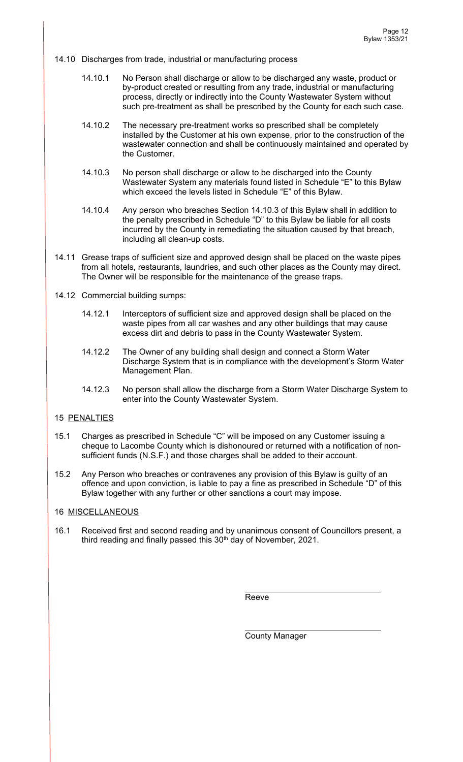14.10 Discharges from trade, industrial or manufacturing process

14.10.1 No Person shall discharge or allow to be discharged any waste, product or by-product created or resulting from any trade, industrial or manufacturing process, directly or indirectly into the County Wastewater System without such pre-treatment as shall be prescribed by the County for each such case.

14.10.2 The necessary pre-treatment works so prescribed shall be completely installed by the Customer at his own expense, prior to the construction of the wastewater connection and shall be continuously maintained and operated by the Customer.

14.10.3 No person shall discharge or allow to be discharged into the County Wastewater System any materials found listed in Schedule "E" to this Bylaw which exceed the levels listed in Schedule "E" of this Bylaw.

14.10.4 Any person who breaches Section 14.10.3 of this Bylaw shall in addition to the penalty prescribed in Schedule "D" to this Bylaw be liable for all costs incurred by the County in remediating the situation caused by that breach, including all clean-up costs.

14.11 Grease traps of sufficient size and approved design shall be placed on the waste pipes from all hotels, restaurants, laundries, and such other places as the County may direct. The Owner will be responsible for the maintenance of the grease traps.

14.12 Commercial building sumps:

14.12.1 Interceptors of sufficient size and approved design shall be placed on the waste pipes from all car washes and any other buildings that may cause excess dirt and debris to pass in the County Wastewater System.

14.12.2 The Owner of any building shall design and connect a Storm Water Discharge System that is in compliance with the development's Storm Water Management Plan.

14.12.3 No person shall allow the discharge from a Storm Water Discharge System to enter into the County Wastewater System.

## 15 PENALTIES

15.1 Charges as prescribed in Schedule "C" will be imposed on any Customer issuing a cheque to Lacombe County which is dishonoured or returned with a notification of non-sufficient funds (N.S.F.) and those charges shall be added to their account.

15.2 Any Person who breaches or contravenes any provision of this Bylaw is guilty of an offence and upon conviction, is liable to pay a fine as prescribed in Schedule "D" of this Bylaw together with any further or other sanctions a court may impose.

## 16 MISCELLANEOUS

16.1 Received first and second reading and by unanimous consent of Councillors present, a third reading and finally passed this 30th day of November, 2021.

\_\_\_\_\_\_\_\_\_\_\_\_\_\_\_\_\_\_\_\_\_\_\_\_\_\_\_\_

Reeve

\_\_\_\_\_\_\_\_\_\_\_\_\_\_\_\_\_\_\_\_\_\_\_\_\_\_\_\_

County Manager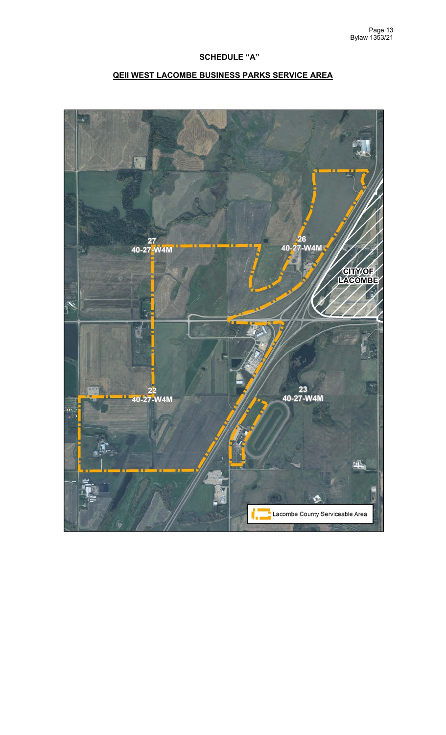# SCHEDULE "A"

## QEII WEST LACOMBE BUSINESS PARKS SERVICE AREA

27
40-27-W4M

26
40-27-W4M

CITY OF
LACOMBE

22
40-27-W4M

23
40-27-W4M

Lacombe County Serviceable Area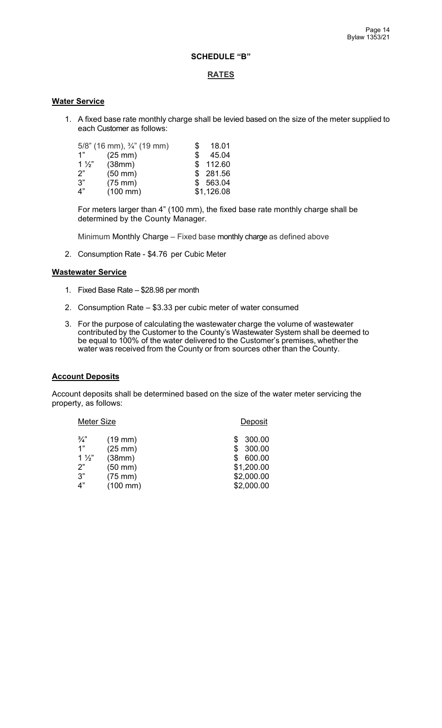# SCHEDULE "B"

## RATES

### Water Service

1. A fixed base rate monthly charge shall be levied based on the size of the meter supplied to each Customer as follows:

| Meter Size | | Charge |
|---|---|---|
| 5/8" (16 mm), ¾" (19 mm) | | $ 18.01 |
| 1" | (25 mm) | $ 45.04 |
| 1 ½" | (38mm) | $ 112.60 |
| 2" | (50 mm) | $ 281.56 |
| 3" | (75 mm) | $ 563.04 |
| 4" | (100 mm) | $1,126.08 |

   For meters larger than 4" (100 mm), the fixed base rate monthly charge shall be determined by the County Manager.

   Minimum Monthly Charge – Fixed base monthly charge as defined above

2. Consumption Rate - $4.76 per Cubic Meter

### Wastewater Service

1. Fixed Base Rate – $28.98 per month
2. Consumption Rate – $3.33 per cubic meter of water consumed
3. For the purpose of calculating the wastewater charge the volume of wastewater contributed by the Customer to the County's Wastewater System shall be deemed to be equal to 100% of the water delivered to the Customer's premises, whether the water was received from the County or from sources other than the County.

### Account Deposits

Account deposits shall be determined based on the size of the water meter servicing the property, as follows:

| Meter Size | | Deposit |
|---|---|---|
| ¾" | (19 mm) | $ 300.00 |
| 1" | (25 mm) | $ 300.00 |
| 1 ½" | (38mm) | $ 600.00 |
| 2" | (50 mm) | $1,200.00 |
| 3" | (75 mm) | $2,000.00 |
| 4" | (100 mm) | $2,000.00 |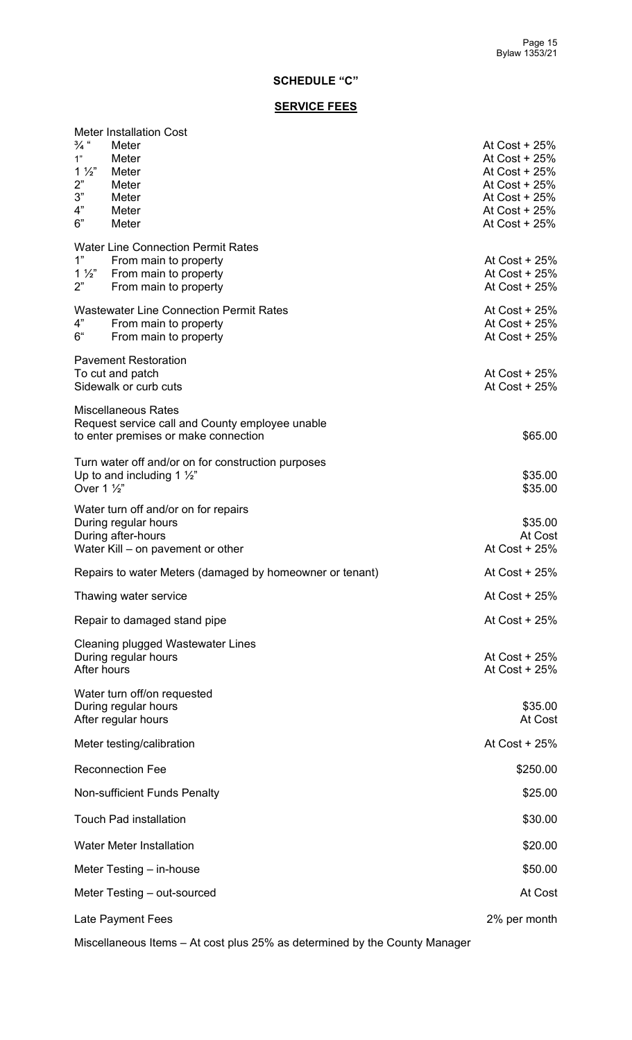## SCHEDULE "C"

## SERVICE FEES

| Item | Fee |
|---|---|
| **Meter Installation Cost** | |
| ¾ " Meter | At Cost + 25% |
| 1" Meter | At Cost + 25% |
| 1 ½" Meter | At Cost + 25% |
| 2" Meter | At Cost + 25% |
| 3" Meter | At Cost + 25% |
| 4" Meter | At Cost + 25% |
| 6" Meter | At Cost + 25% |
| **Water Line Connection Permit Rates** | |
| 1" From main to property | At Cost + 25% |
| 1 ½" From main to property | At Cost + 25% |
| 2" From main to property | At Cost + 25% |
| **Wastewater Line Connection Permit Rates** | At Cost + 25% |
| 4" From main to property | At Cost + 25% |
| 6" From main to property | At Cost + 25% |
| **Pavement Restoration** | |
| To cut and patch | At Cost + 25% |
| Sidewalk or curb cuts | At Cost + 25% |
| **Miscellaneous Rates** | |
| Request service call and County employee unable to enter premises or make connection | $65.00 |
| Turn water off and/or on for construction purposes | |
| Up to and including 1 ½" | $35.00 |
| Over 1 ½" | $35.00 |
| Water turn off and/or on for repairs | |
| During regular hours | $35.00 |
| During after-hours | At Cost |
| Water Kill – on pavement or other | At Cost + 25% |
| Repairs to water Meters (damaged by homeowner or tenant) | At Cost + 25% |
| Thawing water service | At Cost + 25% |
| Repair to damaged stand pipe | At Cost + 25% |
| Cleaning plugged Wastewater Lines | |
| During regular hours | At Cost + 25% |
| After hours | At Cost + 25% |
| Water turn off/on requested | |
| During regular hours | $35.00 |
| After regular hours | At Cost |
| Meter testing/calibration | At Cost + 25% |
| Reconnection Fee | $250.00 |
| Non-sufficient Funds Penalty | $25.00 |
| Touch Pad installation | $30.00 |
| Water Meter Installation | $20.00 |
| Meter Testing – in-house | $50.00 |
| Meter Testing – out-sourced | At Cost |
| Late Payment Fees | 2% per month |

Miscellaneous Items – At cost plus 25% as determined by the County Manager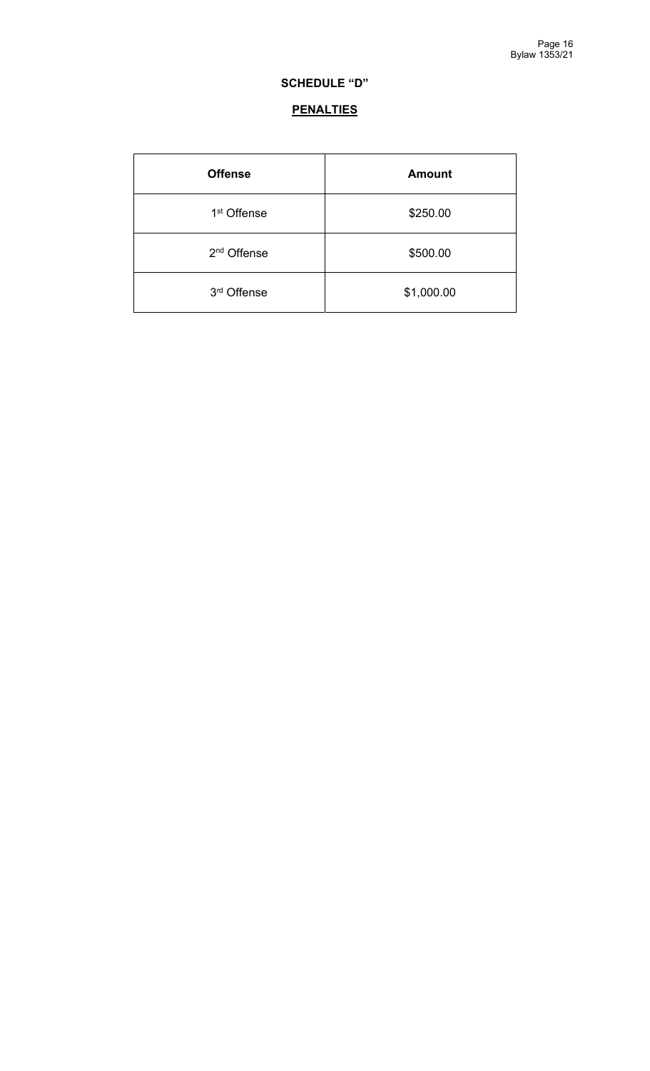## SCHEDULE "D"

### PENALTIES

| Offense | Amount |
|---|---|
| 1st Offense | $250.00 |
| 2nd Offense | $500.00 |
| 3rd Offense | $1,000.00 |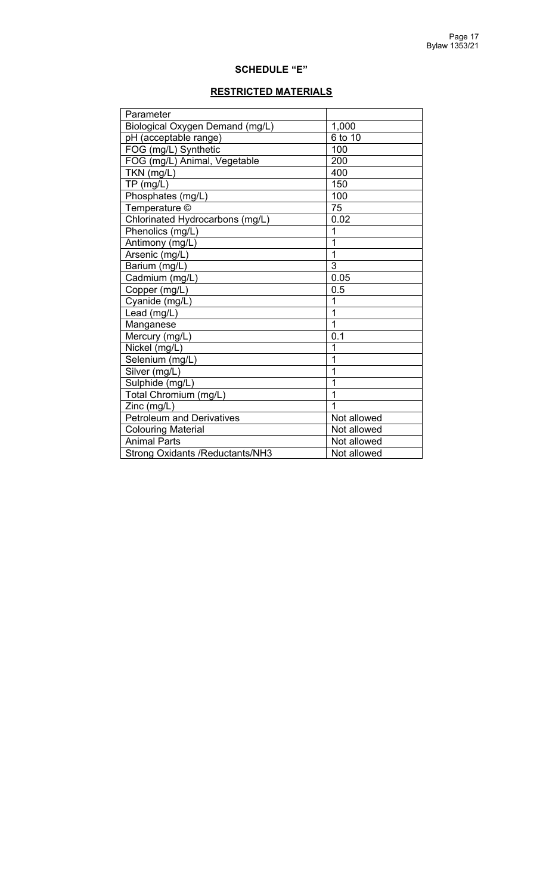## SCHEDULE "E"

### RESTRICTED MATERIALS

| Parameter | |
|---|---|
| Biological Oxygen Demand (mg/L) | 1,000 |
| pH (acceptable range) | 6 to 10 |
| FOG (mg/L) Synthetic | 100 |
| FOG (mg/L) Animal, Vegetable | 200 |
| TKN (mg/L) | 400 |
| TP (mg/L) | 150 |
| Phosphates (mg/L) | 100 |
| Temperature © | 75 |
| Chlorinated Hydrocarbons (mg/L) | 0.02 |
| Phenolics (mg/L) | 1 |
| Antimony (mg/L) | 1 |
| Arsenic (mg/L) | 1 |
| Barium (mg/L) | 3 |
| Cadmium (mg/L) | 0.05 |
| Copper (mg/L) | 0.5 |
| Cyanide (mg/L) | 1 |
| Lead (mg/L) | 1 |
| Manganese | 1 |
| Mercury (mg/L) | 0.1 |
| Nickel (mg/L) | 1 |
| Selenium (mg/L) | 1 |
| Silver (mg/L) | 1 |
| Sulphide (mg/L) | 1 |
| Total Chromium (mg/L) | 1 |
| Zinc (mg/L) | 1 |
| Petroleum and Derivatives | Not allowed |
| Colouring Material | Not allowed |
| Animal Parts | Not allowed |
| Strong Oxidants /Reductants/NH3 | Not allowed |